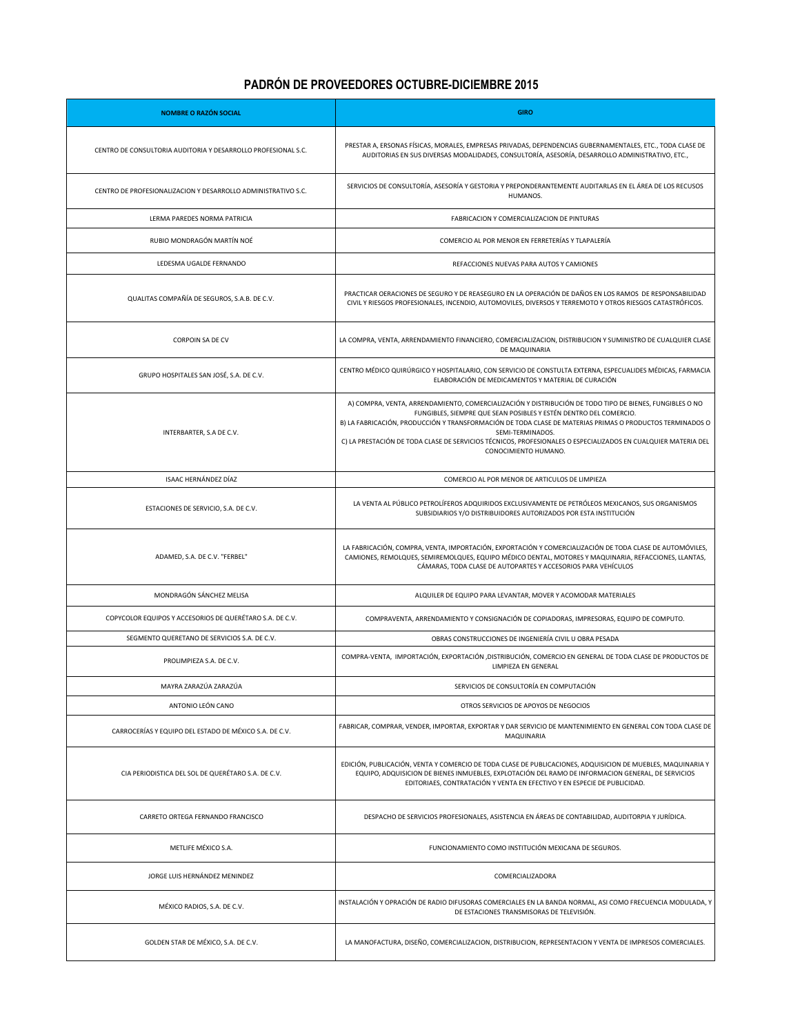# PADRÓN DE PROVEEDORES OCTUBRE-DICIEMBRE 2015

| NOMBRE O RAZÓN SOCIAL | GIRO |
|---|---|
| CENTRO DE CONSULTORIA AUDITORIA Y DESARROLLO PROFESIONAL S.C. | PRESTAR A, ERSONAS FÍSICAS, MORALES, EMPRESAS PRIVADAS, DEPENDENCIAS GUBERNAMENTALES, ETC., TODA CLASE DE AUDITORIAS EN SUS DIVERSAS MODALIDADES, CONSULTORÍA, ASESORÍA, DESARROLLO ADMINISTRATIVO, ETC., |
| CENTRO DE PROFESIONALIZACION Y DESARROLLO ADMINISTRATIVO S.C. | SERVICIOS DE CONSULTORÍA, ASESORÍA Y GESTORIA Y PREPONDERANTEMENTE AUDITARLAS EN EL ÁREA DE LOS RECUSOS HUMANOS. |
| LERMA PAREDES NORMA PATRICIA | FABRICACION Y COMERCIALIZACION DE PINTURAS |
| RUBIO MONDRAGÓN MARTÍN NOÉ | COMERCIO AL POR MENOR EN FERRETERÍAS Y TLAPALERÍA |
| LEDESMA UGALDE FERNANDO | REFACCIONES NUEVAS PARA AUTOS Y CAMIONES |
| QUALITAS COMPAÑÍA DE SEGUROS, S.A.B. DE C.V. | PRACTICAR OERACIONES DE SEGURO Y DE REASEGURO EN LA OPERACIÓN DE DAÑOS EN LOS RAMOS DE RESPONSABILIDAD CIVIL Y RIESGOS PROFESIONALES, INCENDIO, AUTOMOVILES, DIVERSOS Y TERREMOTO Y OTROS RIESGOS CATASTRÓFICOS. |
| CORPOIN SA DE CV | LA COMPRA, VENTA, ARRENDAMIENTO FINANCIERO, COMERCIALIZACION, DISTRIBUCION Y SUMINISTRO DE CUALQUIER CLASE DE MAQUINARIA |
| GRUPO HOSPITALES SAN JOSÉ, S.A. DE C.V. | CENTRO MÉDICO QUIRÚRGICO Y HOSPITALARIO, CON SERVICIO DE CONSTULTA EXTERNA, ESPECUALIDES MÉDICAS, FARMACIA ELABORACIÓN DE MEDICAMENTOS Y MATERIAL DE CURACIÓN |
| INTERBARTER, S.A DE C.V. | A) COMPRA, VENTA, ARRENDAMIENTO, COMERCIALIZACIÓN Y DISTRIBUCIÓN DE TODO TIPO DE BIENES, FUNGIBLES O NO FUNGIBLES, SIEMPRE QUE SEAN POSIBLES Y ESTÉN DENTRO DEL COMERCIO. B) LA FABRICACIÓN, PRODUCCIÓN Y TRANSFORMACIÓN DE TODA CLASE DE MATERIAS PRIMAS O PRODUCTOS TERMINADOS O SEMI-TERMINADOS. C) LA PRESTACIÓN DE TODA CLASE DE SERVICIOS TÉCNICOS, PROFESIONALES O ESPECIALIZADOS EN CUALQUIER MATERIA DEL CONOCIMIENTO HUMANO. |
| ISAAC HERNÁNDEZ DÍAZ | COMERCIO AL POR MENOR DE ARTICULOS DE LIMPIEZA |
| ESTACIONES DE SERVICIO, S.A. DE C.V. | LA VENTA AL PÚBLICO PETROLÍFEROS ADQUIRIDOS EXCLUSIVAMENTE DE PETRÓLEOS MEXICANOS, SUS ORGANISMOS SUBSIDIARIOS Y/O DISTRIBUIDORES AUTORIZADOS POR ESTA INSTITUCIÓN |
| ADAMED, S.A. DE C.V. "FERBEL" | LA FABRICACIÓN, COMPRA, VENTA, IMPORTACIÓN, EXPORTACIÓN Y COMERCIALIZACIÓN DE TODA CLASE DE AUTOMÓVILES, CAMIONES, REMOLQUES, SEMIREMOLQUES, EQUIPO MÉDICO DENTAL, MOTORES Y MAQUINARIA, REFACCIONES, LLANTAS, CÁMARAS, TODA CLASE DE AUTOPARTES Y ACCESORIOS PARA VEHÍCULOS |
| MONDRAGÓN SÁNCHEZ MELISA | ALQUILER DE EQUIPO PARA LEVANTAR, MOVER Y ACOMODAR MATERIALES |
| COPYCOLOR EQUIPOS Y ACCESORIOS DE QUERÉTARO S.A. DE C.V. | COMPRAVENTA, ARRENDAMIENTO Y CONSIGNACIÓN DE COPIADORAS, IMPRESORAS, EQUIPO DE COMPUTO. |
| SEGMENTO QUERETANO DE SERVICIOS S.A. DE C.V. | OBRAS CONSTRUCCIONES DE INGENIERÍA CIVIL U OBRA PESADA |
| PROLIMPIEZA S.A. DE C.V. | COMPRA-VENTA, IMPORTACIÓN, EXPORTACIÓN ,DISTRIBUCIÓN, COMERCIO EN GENERAL DE TODA CLASE DE PRODUCTOS DE LIMPIEZA EN GENERAL |
| MAYRA ZARAZÚA ZARAZÚA | SERVICIOS DE CONSULTORÍA EN COMPUTACIÓN |
| ANTONIO LEÓN CANO | OTROS SERVICIOS DE APOYOS DE NEGOCIOS |
| CARROCERÍAS Y EQUIPO DEL ESTADO DE MÉXICO S.A. DE C.V. | FABRICAR, COMPRAR, VENDER, IMPORTAR, EXPORTAR Y DAR SERVICIO DE MANTENIMIENTO EN GENERAL CON TODA CLASE DE MAQUINARIA |
| CIA PERIODISTICA DEL SOL DE QUERÉTARO S.A. DE C.V. | EDICIÓN, PUBLICACIÓN, VENTA Y COMERCIO DE TODA CLASE DE PUBLICACIONES, ADQUISICION DE MUEBLES, MAQUINARIA Y EQUIPO, ADQUISICION DE BIENES INMUEBLES, EXPLOTACIÓN DEL RAMO DE INFORMACION GENERAL, DE SERVICIOS EDITORIAES, CONTRATACIÓN Y VENTA EN EFECTIVO Y EN ESPECIE DE PUBLICIDAD. |
| CARRETO ORTEGA FERNANDO FRANCISCO | DESPACHO DE SERVICIOS PROFESIONALES, ASISTENCIA EN ÁREAS DE CONTABILIDAD, AUDITORPIA Y JURÍDICA. |
| METLIFE MÉXICO S.A. | FUNCIONAMIENTO COMO INSTITUCIÓN MEXICANA DE SEGUROS. |
| JORGE LUIS HERNÁNDEZ MENINDEZ | COMERCIALIZADORA |
| MÉXICO RADIOS, S.A. DE C.V. | INSTALACIÓN Y OPRACIÓN DE RADIO DIFUSORAS COMERCIALES EN LA BANDA NORMAL, ASI COMO FRECUENCIA MODULADA, Y DE ESTACIONES TRANSMISORAS DE TELEVISIÓN. |
| GOLDEN STAR DE MÉXICO, S.A. DE C.V. | LA MANOFACTURA, DISEÑO, COMERCIALIZACION, DISTRIBUCION, REPRESENTACION Y VENTA DE IMPRESOS COMERCIALES. |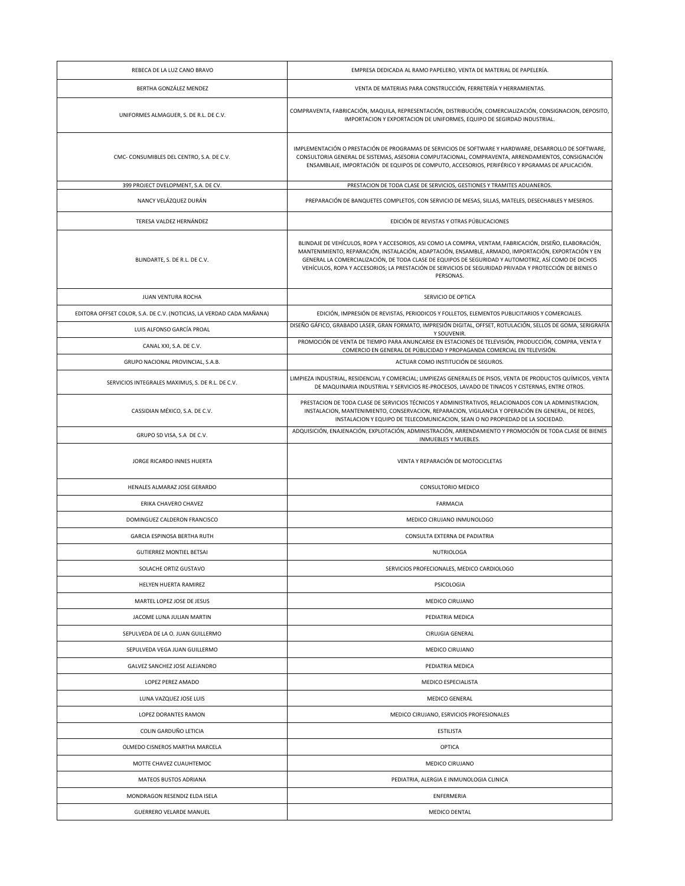| | |
|---|---|
| REBECA DE LA LUZ CANO BRAVO | EMPRESA DEDICADA AL RAMO PAPELERO, VENTA DE MATERIAL DE PAPELERÍA. |
| BERTHA GONZÁLEZ MENDEZ | VENTA DE MATERIAS PARA CONSTRUCCIÓN, FERRETERÍA Y HERRAMIENTAS. |
| UNIFORMES ALMAGUER, S. DE R.L. DE C.V. | COMPRAVENTA, FABRICACIÓN, MAQUILA, REPRESENTACIÓN, DISTRIBUCIÓN, COMERCIALIZACIÓN, CONSIGNACION, DEPOSITO, IMPORTACION Y EXPORTACION DE UNIFORMES, EQUIPO DE SEGIRDAD INDUSTRIAL. |
| CMC- CONSUMIBLES DEL CENTRO, S.A. DE C.V. | IMPLEMENTACIÓN O PRESTACIÓN DE PROGRAMAS DE SERVICIOS DE SOFTWARE Y HARDWARE, DESARROLLO DE SOFTWARE, CONSULTORIA GENERAL DE SISTEMAS, ASESORIA COMPUTACIONAL, COMPRAVENTA, ARRENDAMIENTOS, CONSIGNACIÓN ENSAMBLAJE, IMPORTACIÓN DE EQUIPOS DE COMPUTO, ACCESORIOS, PERIFÉRICO Y RPGRAMAS DE APLICACIÓN. |
| 399 PROJECT DVELOPMENT, S.A. DE CV. | PRESTACION DE TODA CLASE DE SERVICIOS, GESTIONES Y TRAMITES ADUANEROS. |
| NANCY VELÁZQUEZ DURÁN | PREPARACIÓN DE BANQUETES COMPLETOS, CON SERVICIO DE MESAS, SILLAS, MATELES, DESECHABLES Y MESEROS. |
| TERESA VALDEZ HERNÁNDEZ | EDICIÓN DE REVISTAS Y OTRAS PÚBLICACIONES |
| BLINDARTE, S. DE R.L. DE C.V. | BLINDAJE DE VEHÍCULOS, ROPA Y ACCESORIOS, ASI COMO LA COMPRA, VENTAM, FABRICACIÓN, DISEÑO, ELABORACIÓN, MANTENIMIENTO, REPARACIÓN, INSTALACIÓN, ADAPTACIÓN, ENSAMBLE, ARMADO, IMPORTACIÓN, EXPORTACIÓN Y EN GENERAL LA COMERCIALIZACIÓN, DE TODA CLASE DE EQUIPOS DE SEGURIDAD Y AUTOMOTRIZ, ASÍ COMO DE DICHOS VEHÍCULOS, ROPA Y ACCESORIOS; LA PRESTACIÓN DE SERVICIOS DE SEGURIDAD PRIVADA Y PROTECCIÓN DE BIENES O PERSONAS. |
| JUAN VENTURA ROCHA | SERVICIO DE OPTICA |
| EDITORA OFFSET COLOR, S.A. DE C.V. (NOTICIAS, LA VERDAD CADA MAÑANA) | EDICIÓN, IMPRESIÓN DE REVISTAS, PERIODICOS Y FOLLETOS, ELEMENTOS PUBLICITARIOS Y COMERCIALES. |
| LUIS ALFONSO GARCÍA PROAL | DISEÑO GÁFICO, GRABADO LASER, GRAN FORMATO, IMPRESIÓN DIGITAL, OFFSET, ROTULACIÓN, SELLOS DE GOMA, SERIGRAFÍA Y SOUVENIR. |
| CANAL XXI, S.A. DE C.V. | PROMOCIÓN DE VENTA DE TIEMPO PARA ANUNCARSE EN ESTACIONES DE TELEVISIÓN, PRODUCCIÓN, COMPRA, VENTA Y COMERCIO EN GENERAL DE PÚBLICIDAD Y PROPAGANDA COMERCIAL EN TELEVISIÓN. |
| GRUPO NACIONAL PROVINCIAL, S.A.B. | ACTUAR COMO INSTITUCIÓN DE SEGUROS. |
| SERVICIOS INTEGRALES MAXIMUS, S. DE R.L. DE C.V. | LIMPIEZA INDUSTRIAL, RESIDENCIAL Y COMERCIAL; LIMPIEZAS GENERALES DE PISOS, VENTA DE PRODUCTOS QUÍMICOS, VENTA DE MAQUINARIA INDUSTRIAL Y SERVICIOS RE-PROCESOS, LAVADO DE TINACOS Y CISTERNAS, ENTRE OTROS. |
| CASSIDIAN MÉXICO, S.A. DE C.V. | PRESTACION DE TODA CLASE DE SERVICIOS TÉCNICOS Y ADMINISTRATIVOS, RELACIONADOS CON LA ADMINISTRACION, INSTALACION, MANTENIMIENTO, CONSERVACION, REPARACION, VIGILANCIA Y OPERACIÓN EN GENERAL, DE REDES, INSTALACION Y EQUIPO DE TELECOMUNICACION, SEAN O NO PROPIEDAD DE LA SOCIEDAD. |
| GRUPO SD VISA, S.A DE C.V. | ADQUISICIÓN, ENAJENACIÓN, EXPLOTACIÓN, ADMINISTRACIÓN, ARRENDAMIENTO Y PROMOCIÓN DE TODA CLASE DE BIENES INMUEBLES Y MUEBLES. |
| JORGE RICARDO INNES HUERTA | VENTA Y REPARACIÓN DE MOTOCICLETAS |
| HENALES ALMARAZ JOSE GERARDO | CONSULTORIO MEDICO |
| ERIKA CHAVERO CHAVEZ | FARMACIA |
| DOMINGUEZ CALDERON FRANCISCO | MEDICO CIRUJANO INMUNOLOGO |
| GARCIA ESPINOSA BERTHA RUTH | CONSULTA EXTERNA DE PADIATRIA |
| GUTIERREZ MONTIEL BETSAI | NUTRIOLOGA |
| SOLACHE ORTIZ GUSTAVO | SERVICIOS PROFECIONALES, MEDICO CARDIOLOGO |
| HELYEN HUERTA RAMIREZ | PSICOLOGIA |
| MARTEL LOPEZ JOSE DE JESUS | MEDICO CIRUJANO |
| JACOME LUNA JULIAN MARTIN | PEDIATRIA MEDICA |
| SEPULVEDA DE LA O. JUAN GUILLERMO | CIRUJGIA GENERAL |
| SEPULVEDA VEGA JUAN GUILLERMO | MEDICO CIRUJANO |
| GALVEZ SANCHEZ JOSE ALEJANDRO | PEDIATRIA MEDICA |
| LOPEZ PEREZ AMADO | MEDICO ESPECIALISTA |
| LUNA VAZQUEZ JOSE LUIS | MEDICO GENERAL |
| LOPEZ DORANTES RAMON | MEDICO CIRUJANO, ESRVICIOS PROFESIONALES |
| COLIN GARDUÑO LETICIA | ESTILISTA |
| OLMEDO CISNEROS MARTHA MARCELA | OPTICA |
| MOTTE CHAVEZ CUAUHTEMOC | MEDICO CIRUJANO |
| MATEOS BUSTOS ADRIANA | PEDIATRIA, ALERGIA E INMUNOLOGIA CLINICA |
| MONDRAGON RESENDIZ ELDA ISELA | ENFERMERIA |
| GUERRERO VELARDE MANUEL | MEDICO DENTAL |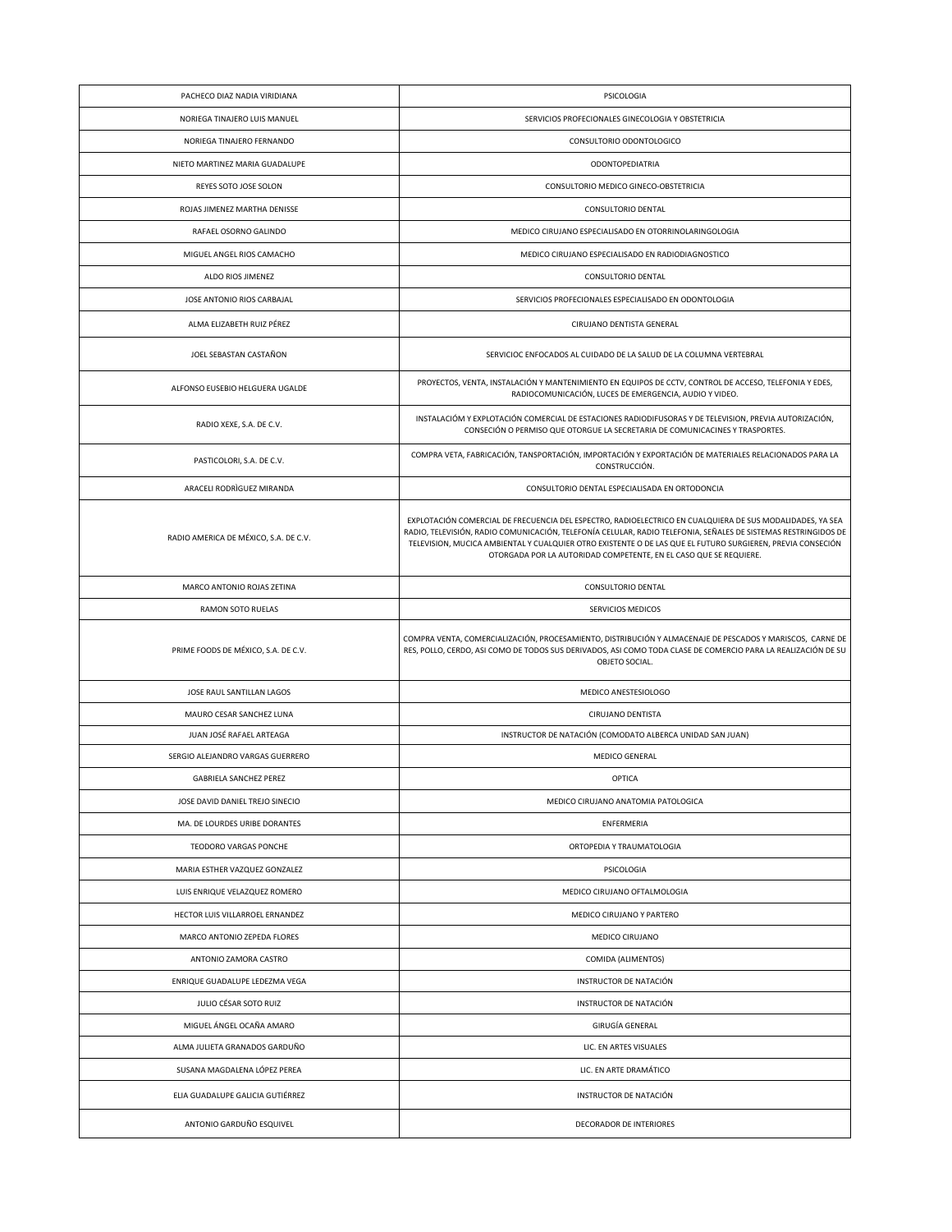| PACHECO DIAZ NADIA VIRIDIANA | PSICOLOGIA |
|---|---|
| NORIEGA TINAJERO LUIS MANUEL | SERVICIOS PROFECIONALES GINECOLOGIA Y OBSTETRICIA |
| NORIEGA TINAJERO FERNANDO | CONSULTORIO ODONTOLOGICO |
| NIETO MARTINEZ MARIA GUADALUPE | ODONTOPEDIATRIA |
| REYES SOTO JOSE SOLON | CONSULTORIO MEDICO GINECO-OBSTETRICIA |
| ROJAS JIMENEZ MARTHA DENISSE | CONSULTORIO DENTAL |
| RAFAEL OSORNO GALINDO | MEDICO CIRUJANO ESPECIALISADO EN OTORRINOLARINGOLOGIA |
| MIGUEL ANGEL RIOS CAMACHO | MEDICO CIRUJANO ESPECIALISADO EN RADIODIAGNOSTICO |
| ALDO RIOS JIMENEZ | CONSULTORIO DENTAL |
| JOSE ANTONIO RIOS CARBAJAL | SERVICIOS PROFECIONALES ESPECIALISADO EN ODONTOLOGIA |
| ALMA ELIZABETH RUIZ PÉREZ | CIRUJANO DENTISTA GENERAL |
| JOEL SEBASTAN CASTAÑON | SERVICIOC ENFOCADOS AL CUIDADO DE LA SALUD DE LA COLUMNA VERTEBRAL |
| ALFONSO EUSEBIO HELGUERA UGALDE | PROYECTOS, VENTA, INSTALACIÓN Y MANTENIMIENTO EN EQUIPOS DE CCTV, CONTROL DE ACCESO, TELEFONIA Y EDES, RADIOCOMUNICACIÓN, LUCES DE EMERGENCIA, AUDIO Y VIDEO. |
| RADIO XEXE, S.A. DE C.V. | INSTALACIÓM Y EXPLOTACIÓN COMERCIAL DE ESTACIONES RADIODIFUSORAS Y DE TELEVISION, PREVIA AUTORIZACIÓN, CONSECIÓN O PERMISO QUE OTORGUE LA SECRETARIA DE COMUNICACINES Y TRASPORTES. |
| PASTICOLORI, S.A. DE C.V. | COMPRA VETA, FABRICACIÓN, TANSPORTACIÓN, IMPORTACIÓN Y EXPORTACIÓN DE MATERIALES RELACIONADOS PARA LA CONSTRUCCIÓN. |
| ARACELI RODRÌGUEZ MIRANDA | CONSULTORIO DENTAL ESPECIALISADA EN ORTODONCIA |
| RADIO AMERICA DE MÉXICO, S.A. DE C.V. | EXPLOTACIÓN COMERCIAL DE FRECUENCIA DEL ESPECTRO, RADIOELECTRICO EN CUALQUIERA DE SUS MODALIDADES, YA SEA RADIO, TELEVISIÓN, RADIO COMUNICACIÓN, TELEFONÍA CELULAR, RADIO TELEFONIA, SEÑALES DE SISTEMAS RESTRINGIDOS DE TELEVISION, MUCICA AMBIENTAL Y CUALQUIER OTRO EXISTENTE O DE LAS QUE EL FUTURO SURGIEREN, PREVIA CONSECIÓN OTORGADA POR LA AUTORIDAD COMPETENTE, EN EL CASO QUE SE REQUIERE. |
| MARCO ANTONIO ROJAS ZETINA | CONSULTORIO DENTAL |
| RAMON SOTO RUELAS | SERVICIOS MEDICOS |
| PRIME FOODS DE MÉXICO, S.A. DE C.V. | COMPRA VENTA, COMERCIALIZACIÓN, PROCESAMIENTO, DISTRIBUCIÓN Y ALMACENAJE DE PESCADOS Y MARISCOS, CARNE DE RES, POLLO, CERDO, ASI COMO DE TODOS SUS DERIVADOS, ASI COMO TODA CLASE DE COMERCIO PARA LA REALIZACIÓN DE SU OBJETO SOCIAL. |
| JOSE RAUL SANTILLAN LAGOS | MEDICO ANESTESIOLOGO |
| MAURO CESAR SANCHEZ LUNA | CIRUJANO DENTISTA |
| JUAN JOSÉ RAFAEL ARTEAGA | INSTRUCTOR DE NATACIÓN (COMODATO ALBERCA UNIDAD SAN JUAN) |
| SERGIO ALEJANDRO VARGAS GUERRERO | MEDICO GENERAL |
| GABRIELA SANCHEZ PEREZ | OPTICA |
| JOSE DAVID DANIEL TREJO SINECIO | MEDICO CIRUJANO ANATOMIA PATOLOGICA |
| MA. DE LOURDES URIBE DORANTES | ENFERMERIA |
| TEODORO VARGAS PONCHE | ORTOPEDIA Y TRAUMATOLOGIA |
| MARIA ESTHER VAZQUEZ GONZALEZ | PSICOLOGIA |
| LUIS ENRIQUE VELAZQUEZ ROMERO | MEDICO CIRUJANO OFTALMOLOGIA |
| HECTOR LUIS VILLARROEL ERNANDEZ | MEDICO CIRUJANO Y PARTERO |
| MARCO ANTONIO ZEPEDA FLORES | MEDICO CIRUJANO |
| ANTONIO ZAMORA CASTRO | COMIDA (ALIMENTOS) |
| ENRIQUE GUADALUPE LEDEZMA VEGA | INSTRUCTOR DE NATACIÓN |
| JULIO CÉSAR SOTO RUIZ | INSTRUCTOR DE NATACIÓN |
| MIGUEL ÁNGEL OCAÑA AMARO | GIRUGÍA GENERAL |
| ALMA JULIETA GRANADOS GARDUÑO | LIC. EN ARTES VISUALES |
| SUSANA MAGDALENA LÓPEZ PEREA | LIC. EN ARTE DRAMÁTICO |
| ELIA GUADALUPE GALICIA GUTIÉRREZ | INSTRUCTOR DE NATACIÓN |
| ANTONIO GARDUÑO ESQUIVEL | DECORADOR DE INTERIORES |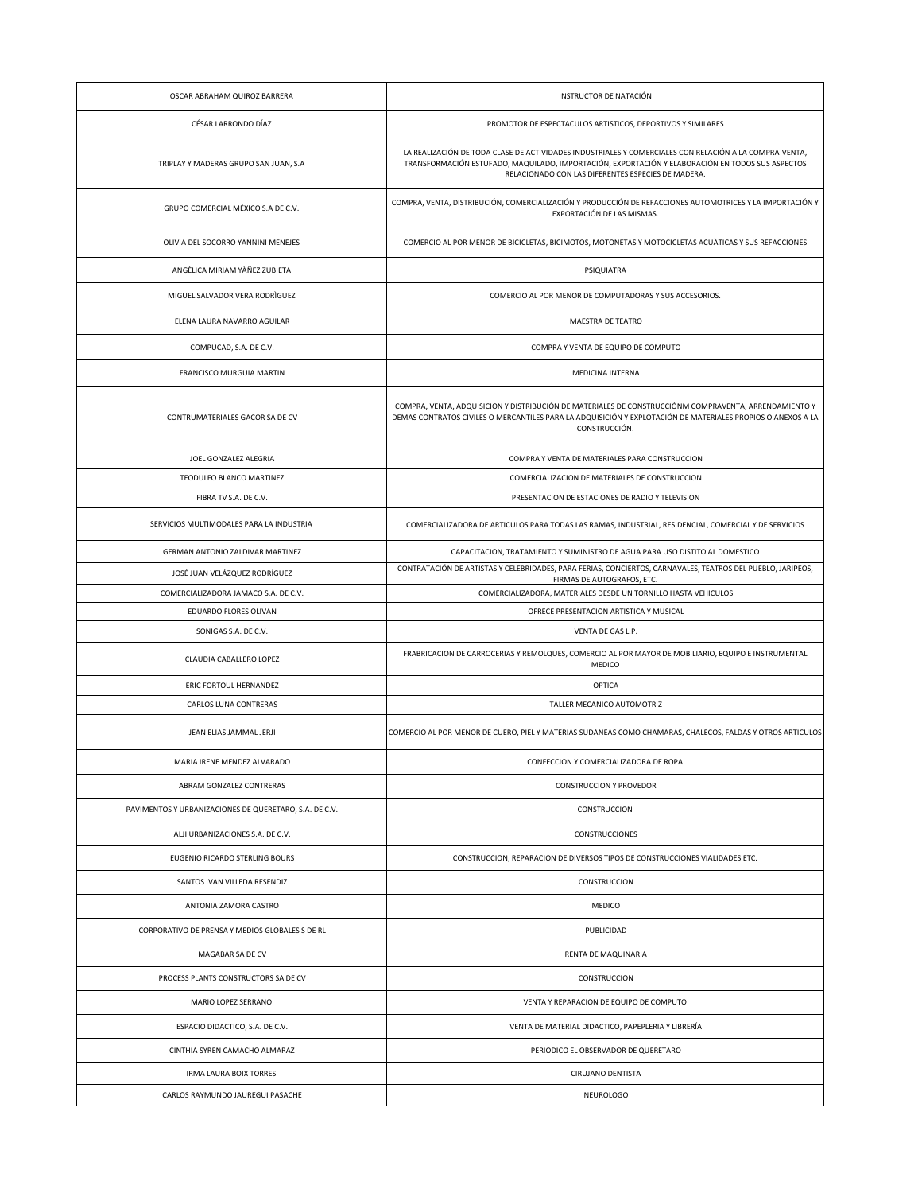| | |
|---|---|
| OSCAR ABRAHAM QUIROZ BARRERA | INSTRUCTOR DE NATACIÓN |
| CÉSAR LARRONDO DÍAZ | PROMOTOR DE ESPECTACULOS ARTISTICOS, DEPORTIVOS Y SIMILARES |
| TRIPLAY Y MADERAS GRUPO SAN JUAN, S.A | LA REALIZACIÓN DE TODA CLASE DE ACTIVIDADES INDUSTRIALES Y COMERCIALES CON RELACIÓN A LA COMPRA-VENTA, TRANSFORMACIÓN ESTUFADO, MAQUILADO, IMPORTACIÓN, EXPORTACIÓN Y ELABORACIÓN EN TODOS SUS ASPECTOS RELACIONADO CON LAS DIFERENTES ESPECIES DE MADERA. |
| GRUPO COMERCIAL MÉXICO S.A DE C.V. | COMPRA, VENTA, DISTRIBUCIÓN, COMERCIALIZACIÓN Y PRODUCCIÓN DE REFACCIONES AUTOMOTRICES Y LA IMPORTACIÓN Y EXPORTACIÓN DE LAS MISMAS. |
| OLIVIA DEL SOCORRO YANNINI MENEJES | COMERCIO AL POR MENOR DE BICICLETAS, BICIMOTOS, MOTONETAS Y MOTOCICLETAS ACUÀTICAS Y SUS REFACCIONES |
| ANGÈLICA MIRIAM YÀÑEZ ZUBIETA | PSIQUIATRA |
| MIGUEL SALVADOR VERA RODRÌGUEZ | COMERCIO AL POR MENOR DE COMPUTADORAS Y SUS ACCESORIOS. |
| ELENA LAURA NAVARRO AGUILAR | MAESTRA DE TEATRO |
| COMPUCAD, S.A. DE C.V. | COMPRA Y VENTA DE EQUIPO DE COMPUTO |
| FRANCISCO MURGUIA MARTIN | MEDICINA INTERNA |
| CONTRUMATERIALES GACOR SA DE CV | COMPRA, VENTA, ADQUISICION Y DISTRIBUCIÓN DE MATERIALES DE CONSTRUCCIÓNM COMPRAVENTA, ARRENDAMIENTO Y DEMAS CONTRATOS CIVILES O MERCANTILES PARA LA ADQUISICIÓN Y EXPLOTACIÓN DE MATERIALES PROPIOS O ANEXOS A LA CONSTRUCCIÓN. |
| JOEL GONZALEZ ALEGRIA | COMPRA Y VENTA DE MATERIALES PARA CONSTRUCCION |
| TEODULFO BLANCO MARTINEZ | COMERCIALIZACION DE MATERIALES DE CONSTRUCCION |
| FIBRA TV S.A. DE C.V. | PRESENTACION DE ESTACIONES DE RADIO Y TELEVISION |
| SERVICIOS MULTIMODALES PARA LA INDUSTRIA | COMERCIALIZADORA DE ARTICULOS PARA TODAS LAS RAMAS, INDUSTRIAL, RESIDENCIAL, COMERCIAL Y DE SERVICIOS |
| GERMAN ANTONIO ZALDIVAR MARTINEZ | CAPACITACION, TRATAMIENTO Y SUMINISTRO DE AGUA PARA USO DISTITO AL DOMESTICO |
| JOSÉ JUAN VELÁZQUEZ RODRÍGUEZ | CONTRATACIÓN DE ARTISTAS Y CELEBRIDADES, PARA FERIAS, CONCIERTOS, CARNAVALES, TEATROS DEL PUEBLO, JARIPEOS, FIRMAS DE AUTOGRAFOS, ETC. |
| COMERCIALIZADORA JAMACO S.A. DE C.V. | COMERCIALIZADORA, MATERIALES DESDE UN TORNILLO HASTA VEHICULOS |
| EDUARDO FLORES OLIVAN | OFRECE PRESENTACION ARTISTICA Y MUSICAL |
| SONIGAS S.A. DE C.V. | VENTA DE GAS L.P. |
| CLAUDIA CABALLERO LOPEZ | FRABRICACION DE CARROCERIAS Y REMOLQUES, COMERCIO AL POR MAYOR DE MOBILIARIO, EQUIPO E INSTRUMENTAL MEDICO |
| ERIC FORTOUL HERNANDEZ | OPTICA |
| CARLOS LUNA CONTRERAS | TALLER MECANICO AUTOMOTRIZ |
| JEAN ELIAS JAMMAL JERJI | COMERCIO AL POR MENOR DE CUERO, PIEL Y MATERIAS SUDANEAS COMO CHAMARAS, CHALECOS, FALDAS Y OTROS ARTICULOS |
| MARIA IRENE MENDEZ ALVARADO | CONFECCION Y COMERCIALIZADORA DE ROPA |
| ABRAM GONZALEZ CONTRERAS | CONSTRUCCION Y PROVEDOR |
| PAVIMENTOS Y URBANIZACIONES DE QUERETARO, S.A. DE C.V. | CONSTRUCCION |
| ALJI URBANIZACIONES S.A. DE C.V. | CONSTRUCCIONES |
| EUGENIO RICARDO STERLING BOURS | CONSTRUCCION, REPARACION DE DIVERSOS TIPOS DE CONSTRUCCIONES VIALIDADES ETC. |
| SANTOS IVAN VILLEDA RESENDIZ | CONSTRUCCION |
| ANTONIA ZAMORA CASTRO | MEDICO |
| CORPORATIVO DE PRENSA Y MEDIOS GLOBALES S DE RL | PUBLICIDAD |
| MAGABAR SA DE CV | RENTA DE MAQUINARIA |
| PROCESS PLANTS CONSTRUCTORS SA DE CV | CONSTRUCCION |
| MARIO LOPEZ SERRANO | VENTA Y REPARACION DE EQUIPO DE COMPUTO |
| ESPACIO DIDACTICO, S.A. DE C.V. | VENTA DE MATERIAL DIDACTICO, PAPEPLERIA Y LIBRERÍA |
| CINTHIA SYREN CAMACHO ALMARAZ | PERIODICO EL OBSERVADOR DE QUERETARO |
| IRMA LAURA BOIX TORRES | CIRUJANO DENTISTA |
| CARLOS RAYMUNDO JAUREGUI PASACHE | NEUROLOGO |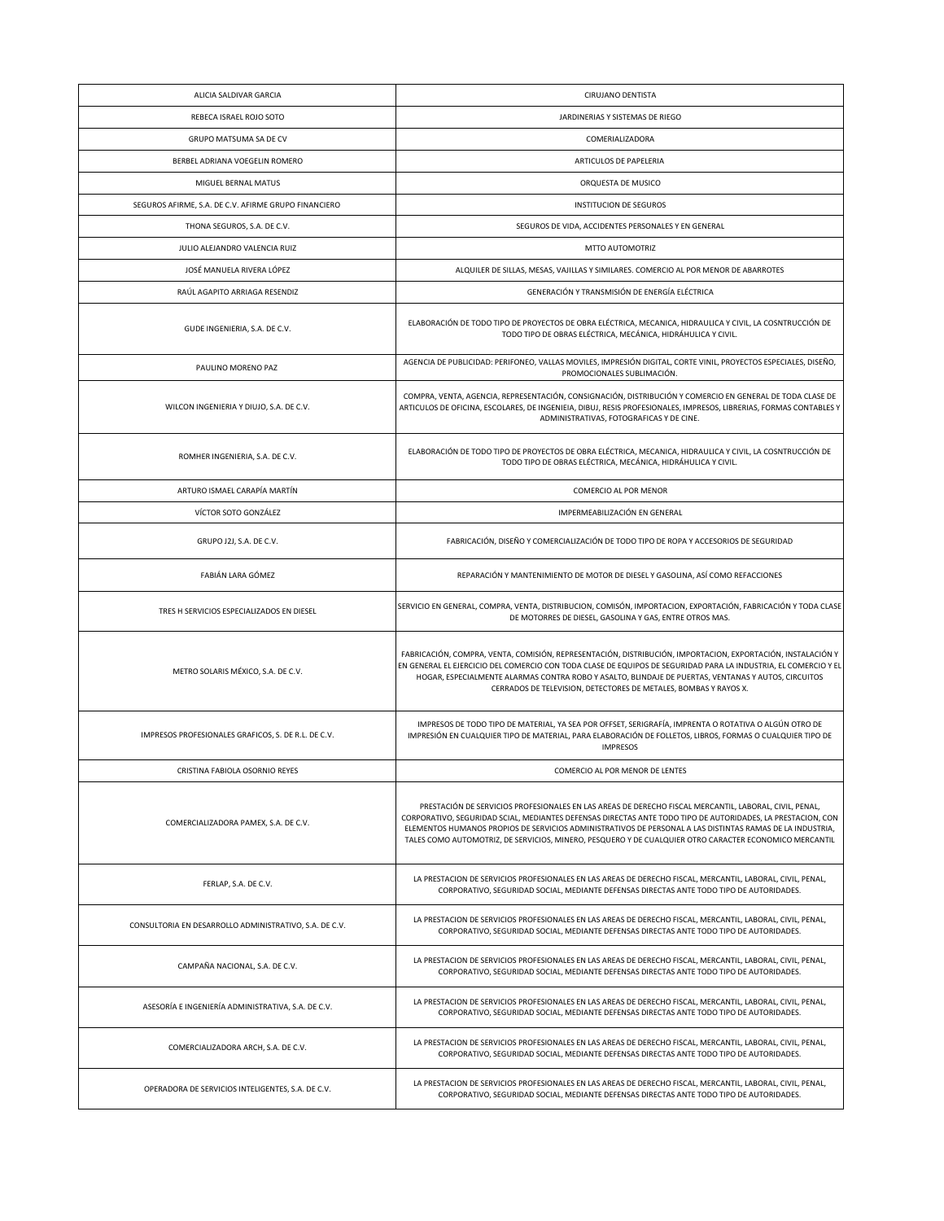| | |
|---|---|
| ALICIA SALDIVAR GARCIA | CIRUJANO DENTISTA |
| REBECA ISRAEL ROJO SOTO | JARDINERIAS Y SISTEMAS DE RIEGO |
| GRUPO MATSUMA SA DE CV | COMERIALIZADORA |
| BERBEL ADRIANA VOEGELIN ROMERO | ARTICULOS DE PAPELERIA |
| MIGUEL BERNAL MATUS | ORQUESTA DE MUSICO |
| SEGUROS AFIRME, S.A. DE C.V. AFIRME GRUPO FINANCIERO | INSTITUCION DE SEGUROS |
| THONA SEGUROS, S.A. DE C.V. | SEGUROS DE VIDA, ACCIDENTES PERSONALES Y EN GENERAL |
| JULIO ALEJANDRO VALENCIA RUIZ | MTTO AUTOMOTRIZ |
| JOSÉ MANUELA RIVERA LÓPEZ | ALQUILER DE SILLAS, MESAS, VAJILLAS Y SIMILARES. COMERCIO AL POR MENOR DE ABARROTES |
| RAÚL AGAPITO ARRIAGA RESENDIZ | GENERACIÓN Y TRANSMISIÓN DE ENERGÍA ELÉCTRICA |
| GUDE INGENIERIA, S.A. DE C.V. | ELABORACIÓN DE TODO TIPO DE PROYECTOS DE OBRA ELÉCTRICA, MECANICA, HIDRAULICA Y CIVIL, LA COSNTRUCCIÓN DE TODO TIPO DE OBRAS ELÉCTRICA, MECÁNICA, HIDRÁHULICA Y CIVIL. |
| PAULINO MORENO PAZ | AGENCIA DE PUBLICIDAD: PERIFONEO, VALLAS MOVILES, IMPRESIÓN DIGITAL, CORTE VINIL, PROYECTOS ESPECIALES, DISEÑO, PROMOCIONALES SUBLIMACIÓN. |
| WILCON INGENIERIA Y DIUJO, S.A. DE C.V. | COMPRA, VENTA, AGENCIA, REPRESENTACIÓN, CONSIGNACIÓN, DISTRIBUCIÓN Y COMERCIO EN GENERAL DE TODA CLASE DE ARTICULOS DE OFICINA, ESCOLARES, DE INGENIEIA, DIBUJ, RESIS PROFESIONALES, IMPRESOS, LIBRERIAS, FORMAS CONTABLES Y ADMINISTRATIVAS, FOTOGRAFICAS Y DE CINE. |
| ROMHER INGENIERIA, S.A. DE C.V. | ELABORACIÓN DE TODO TIPO DE PROYECTOS DE OBRA ELÉCTRICA, MECANICA, HIDRAULICA Y CIVIL, LA COSNTRUCCIÓN DE TODO TIPO DE OBRAS ELÉCTRICA, MECÁNICA, HIDRÁHULICA Y CIVIL. |
| ARTURO ISMAEL CARAPÍA MARTÍN | COMERCIO AL POR MENOR |
| VÍCTOR SOTO GONZÁLEZ | IMPERMEABILIZACIÓN EN GENERAL |
| GRUPO J2J, S.A. DE C.V. | FABRICACIÓN, DISEÑO Y COMERCIALIZACIÓN DE TODO TIPO DE ROPA Y ACCESORIOS DE SEGURIDAD |
| FABIÁN LARA GÓMEZ | REPARACIÓN Y MANTENIMIENTO DE MOTOR DE DIESEL Y GASOLINA, ASÍ COMO REFACCIONES |
| TRES H SERVICIOS ESPECIALIZADOS EN DIESEL | SERVICIO EN GENERAL, COMPRA, VENTA, DISTRIBUCION, COMISÓN, IMPORTACION, EXPORTACIÓN, FABRICACIÓN Y TODA CLASE DE MOTORRES DE DIESEL, GASOLINA Y GAS, ENTRE OTROS MAS. |
| METRO SOLARIS MÉXICO, S.A. DE C.V. | FABRICACIÓN, COMPRA, VENTA, COMISIÓN, REPRESENTACIÓN, DISTRIBUCIÓN, IMPORTACION, EXPORTACIÓN, INSTALACIÓN Y EN GENERAL EL EJERCICIO DEL COMERCIO CON TODA CLASE DE EQUIPOS DE SEGURIDAD PARA LA INDUSTRIA, EL COMERCIO Y EL HOGAR, ESPECIALMENTE ALARMAS CONTRA ROBO Y ASALTO, BLINDAJE DE PUERTAS, VENTANAS Y AUTOS, CIRCUITOS CERRADOS DE TELEVISION, DETECTORES DE METALES, BOMBAS Y RAYOS X. |
| IMPRESOS PROFESIONALES GRAFICOS, S. DE R.L. DE C.V. | IMPRESOS DE TODO TIPO DE MATERIAL, YA SEA POR OFFSET, SERIGRAFÍA, IMPRENTA O ROTATIVA O ALGÚN OTRO DE IMPRESIÓN EN CUALQUIER TIPO DE MATERIAL, PARA ELABORACIÓN DE FOLLETOS, LIBROS, FORMAS O CUALQUIER TIPO DE IMPRESOS |
| CRISTINA FABIOLA OSORNIO REYES | COMERCIO AL POR MENOR DE LENTES |
| COMERCIALIZADORA PAMEX, S.A. DE C.V. | PRESTACIÓN DE SERVICIOS PROFESIONALES EN LAS AREAS DE DERECHO FISCAL MERCANTIL, LABORAL, CIVIL, PENAL, CORPORATIVO, SEGURIDAD SCIAL, MEDIANTES DEFENSAS DIRECTAS ANTE TODO TIPO DE AUTORIDADES, LA PRESTACION, CON ELEMENTOS HUMANOS PROPIOS DE SERVICIOS ADMINISTRATIVOS DE PERSONAL A LAS DISTINTAS RAMAS DE LA INDUSTRIA, TALES COMO AUTOMOTRIZ, DE SERVICIOS, MINERO, PESQUERO Y DE CUALQUIER OTRO CARACTER ECONOMICO MERCANTIL |
| FERLAP, S.A. DE C.V. | LA PRESTACION DE SERVICIOS PROFESIONALES EN LAS AREAS DE DERECHO FISCAL, MERCANTIL, LABORAL, CIVIL, PENAL, CORPORATIVO, SEGURIDAD SOCIAL, MEDIANTE DEFENSAS DIRECTAS ANTE TODO TIPO DE AUTORIDADES. |
| CONSULTORIA EN DESARROLLO ADMINISTRATIVO, S.A. DE C.V. | LA PRESTACION DE SERVICIOS PROFESIONALES EN LAS AREAS DE DERECHO FISCAL, MERCANTIL, LABORAL, CIVIL, PENAL, CORPORATIVO, SEGURIDAD SOCIAL, MEDIANTE DEFENSAS DIRECTAS ANTE TODO TIPO DE AUTORIDADES. |
| CAMPAÑA NACIONAL, S.A. DE C.V. | LA PRESTACION DE SERVICIOS PROFESIONALES EN LAS AREAS DE DERECHO FISCAL, MERCANTIL, LABORAL, CIVIL, PENAL, CORPORATIVO, SEGURIDAD SOCIAL, MEDIANTE DEFENSAS DIRECTAS ANTE TODO TIPO DE AUTORIDADES. |
| ASESORÍA E INGENIERÍA ADMINISTRATIVA, S.A. DE C.V. | LA PRESTACION DE SERVICIOS PROFESIONALES EN LAS AREAS DE DERECHO FISCAL, MERCANTIL, LABORAL, CIVIL, PENAL, CORPORATIVO, SEGURIDAD SOCIAL, MEDIANTE DEFENSAS DIRECTAS ANTE TODO TIPO DE AUTORIDADES. |
| COMERCIALIZADORA ARCH, S.A. DE C.V. | LA PRESTACION DE SERVICIOS PROFESIONALES EN LAS AREAS DE DERECHO FISCAL, MERCANTIL, LABORAL, CIVIL, PENAL, CORPORATIVO, SEGURIDAD SOCIAL, MEDIANTE DEFENSAS DIRECTAS ANTE TODO TIPO DE AUTORIDADES. |
| OPERADORA DE SERVICIOS INTELIGENTES, S.A. DE C.V. | LA PRESTACION DE SERVICIOS PROFESIONALES EN LAS AREAS DE DERECHO FISCAL, MERCANTIL, LABORAL, CIVIL, PENAL, CORPORATIVO, SEGURIDAD SOCIAL, MEDIANTE DEFENSAS DIRECTAS ANTE TODO TIPO DE AUTORIDADES. |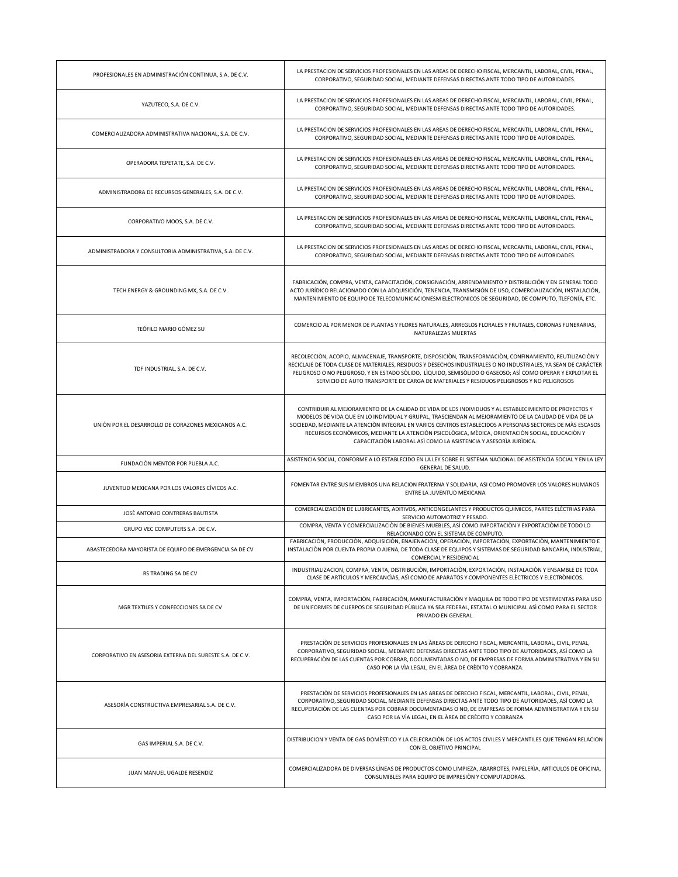| | |
|---|---|
| PROFESIONALES EN ADMINISTRACIÓN CONTINUA, S.A. DE C.V. | LA PRESTACION DE SERVICIOS PROFESIONALES EN LAS AREAS DE DERECHO FISCAL, MERCANTIL, LABORAL, CIVIL, PENAL, CORPORATIVO, SEGURIDAD SOCIAL, MEDIANTE DEFENSAS DIRECTAS ANTE TODO TIPO DE AUTORIDADES. |
| YAZUTECO, S.A. DE C.V. | LA PRESTACION DE SERVICIOS PROFESIONALES EN LAS AREAS DE DERECHO FISCAL, MERCANTIL, LABORAL, CIVIL, PENAL, CORPORATIVO, SEGURIDAD SOCIAL, MEDIANTE DEFENSAS DIRECTAS ANTE TODO TIPO DE AUTORIDADES. |
| COMERCIALIZADORA ADMINISTRATIVA NACIONAL, S.A. DE C.V. | LA PRESTACION DE SERVICIOS PROFESIONALES EN LAS AREAS DE DERECHO FISCAL, MERCANTIL, LABORAL, CIVIL, PENAL, CORPORATIVO, SEGURIDAD SOCIAL, MEDIANTE DEFENSAS DIRECTAS ANTE TODO TIPO DE AUTORIDADES. |
| OPERADORA TEPETATE, S.A. DE C.V. | LA PRESTACION DE SERVICIOS PROFESIONALES EN LAS AREAS DE DERECHO FISCAL, MERCANTIL, LABORAL, CIVIL, PENAL, CORPORATIVO, SEGURIDAD SOCIAL, MEDIANTE DEFENSAS DIRECTAS ANTE TODO TIPO DE AUTORIDADES. |
| ADMINISTRADORA DE RECURSOS GENERALES, S.A. DE C.V. | LA PRESTACION DE SERVICIOS PROFESIONALES EN LAS AREAS DE DERECHO FISCAL, MERCANTIL, LABORAL, CIVIL, PENAL, CORPORATIVO, SEGURIDAD SOCIAL, MEDIANTE DEFENSAS DIRECTAS ANTE TODO TIPO DE AUTORIDADES. |
| CORPORATIVO MOOS, S.A. DE C.V. | LA PRESTACION DE SERVICIOS PROFESIONALES EN LAS AREAS DE DERECHO FISCAL, MERCANTIL, LABORAL, CIVIL, PENAL, CORPORATIVO, SEGURIDAD SOCIAL, MEDIANTE DEFENSAS DIRECTAS ANTE TODO TIPO DE AUTORIDADES. |
| ADMINISTRADORA Y CONSULTORIA ADMINISTRATIVA, S.A. DE C.V. | LA PRESTACION DE SERVICIOS PROFESIONALES EN LAS AREAS DE DERECHO FISCAL, MERCANTIL, LABORAL, CIVIL, PENAL, CORPORATIVO, SEGURIDAD SOCIAL, MEDIANTE DEFENSAS DIRECTAS ANTE TODO TIPO DE AUTORIDADES. |
| TECH ENERGY & GROUNDING MX, S.A. DE C.V. | FABRICACIÓN, COMPRA, VENTA, CAPACITACIÓN, CONSIGNACIÓN, ARRENDAMIENTO Y DISTRIBUCIÓN Y EN GENERAL TODO ACTO JURÍDICO RELACIONADO CON LA ADQUISICIÓN, TENENCIA, TRANSMISIÓN DE USO, COMERCIALIZACIÓN, INSTALACIÓN, MANTENIMIENTO DE EQUIPO DE TELECOMUNICACIONESM ELECTRONICOS DE SEGURIDAD, DE COMPUTO, TLEFONÍA, ETC. |
| TEÓFILO MARIO GÓMEZ SU | COMERCIO AL POR MENOR DE PLANTAS Y FLORES NATURALES, ARREGLOS FLORALES Y FRUTALES, CORONAS FUNERARIAS, NATURALEZAS MUERTAS |
| TDF INDUSTRIAL, S.A. DE C.V. | RECOLECCIÒN, ACOPIO, ALMACENAJE, TRANSPORTE, DISPOSICIÒN, TRANSFORMACIÒN, CONFINAMIENTO, REUTILIZACIÒN Y RECICLAJE DE TODA CLASE DE MATERIALES, RESIDUOS Y DESECHOS INDUSTRIALES O NO INDUSTRIALES, YA SEAN DE CARÁCTER PELIGROSO O NO PELIGROSO, Y EN ESTADO SÒLIDO, LÌQUIDO, SEMISÒLIDO O GASEOSO; ASÌ COMO OPERAR Y EXPLOTAR EL SERVICIO DE AUTO TRANSPORTE DE CARGA DE MATERIALES Y RESIDUOS PELIGROSOS Y NO PELIGROSOS |
| UNIÒN POR EL DESARROLLO DE CORAZONES MEXICANOS A.C. | CONTRIBUIR AL MEJORAMIENTO DE LA CALIDAD DE VIDA DE LOS INDIVIDUOS Y AL ESTABLECIMIENTO DE PROYECTOS Y MODELOS DE VIDA QUE EN LO INDIVIDUAL Y GRUPAL, TRASCIENDAN AL MEJORAMIENTO DE LA CALIDAD DE VIDA DE LA SOCIEDAD, MEDIANTE LA ATENCIÒN INTEGRAL EN VARIOS CENTROS ESTABLECIDOS A PERSONAS SECTORES DE MÀS ESCASOS RECURSOS ECONÒMICOS, MEDIANTE LA ATENCIÒN PSICOLÒGICA, MÈDICA, ORIENTACIÒN SOCIAL, EDUCACIÒN Y CAPACITACIÒN LABORAL ASÌ COMO LA ASISTENCIA Y ASESORÌA JURÌDICA. |
| FUNDACIÒN MENTOR POR PUEBLA A.C. | ASISTENCIA SOCIAL, CONFORME A LO ESTABLECIDO EN LA LEY SOBRE EL SISTEMA NACIONAL DE ASISTENCIA SOCIAL Y EN LA LEY GENERAL DE SALUD. |
| JUVENTUD MEXICANA POR LOS VALORES CÌVICOS A.C. | FOMENTAR ENTRE SUS MIEMBROS UNA RELACION FRATERNA Y SOLIDARIA, ASI COMO PROMOVER LOS VALORES HUMANOS ENTRE LA JUVENTUD MEXICANA |
| JOSÈ ANTONIO CONTRERAS BAUTISTA | COMERCIALIZACIÒN DE LUBRICANTES, ADITIVOS, ANTICONGELANTES Y PRODUCTOS QUIMICOS, PARTES ELÈCTRIAS PARA SERVICIO AUTOMOTRIZ Y PESADO. |
| GRUPO VEC COMPUTERS S.A. DE C.V. | COMPRA, VENTA Y COMERCIALIZACIÒN DE BIENES MUEBLES, ASÌ COMO IMPORTACIÒN Y EXPORTACIÒM DE TODO LO RELACIONADO CON EL SISTEMA DE COMPUTO. |
| ABASTECEDORA MAYORISTA DE EQUIPO DE EMERGENCIA SA DE CV | FABRICACIÒN, PRODUCCIÒN, ADQUISICIÒN, ENAJENACIÒN, OPERACIÒN, IMPORTACIÒN, EXPORTACIÒN, MANTENIMIENTO E INSTALACIÒN POR CUENTA PROPIA O AJENA, DE TODA CLASE DE EQUIPOS Y SISTEMAS DE SEGURIDAD BANCARIA, INDUSTRIAL, COMERCIAL Y RESIDENCIAL |
| RS TRADING SA DE CV | INDUSTRIALIZACION, COMPRA, VENTA, DISTRIBUCIÒN, IMPORTACIÒN, EXPORTACIÒN, INSTALACIÒN Y ENSAMBLE DE TODA CLASE DE ARTÌCULOS Y MERCANCÌAS, ASÌ COMO DE APARATOS Y COMPONENTES ELÈCTRICOS Y ELECTRÒNICOS. |
| MGR TEXTILES Y CONFECCIONES SA DE CV | COMPRA, VENTA, IMPORTACIÒN, FABRICACIÒN, MANUFACTURACIÒN Y MAQUILA DE TODO TIPO DE VESTIMENTAS PARA USO DE UNIFORMES DE CUERPOS DE SEGURIDAD PÙBLICA YA SEA FEDERAL, ESTATAL O MUNICIPAL ASÌ COMO PARA EL SECTOR PRIVADO EN GENERAL. |
| CORPORATIVO EN ASESORIA EXTERNA DEL SURESTE S.A. DE C.V. | PRESTACIÒN DE SERVICIOS PROFESIONALES EN LAS ÀREAS DE DERECHO FISCAL, MERCANTIL, LABORAL, CIVIL, PENAL, CORPORATIVO, SEGURIDAD SOCIAL, MEDIANTE DEFENSAS DIRECTAS ANTE TODO TIPO DE AUTORIDADES, ASÌ COMO LA RECUPERACIÒN DE LAS CUENTAS POR COBRAR, DOCUMENTADAS O NO, DE EMPRESAS DE FORMA ADMINISTRATIVA Y EN SU CASO POR LA VÌA LEGAL, EN EL ÀREA DE CRÈDITO Y COBRANZA. |
| ASESORÌA CONSTRUCTIVA EMPRESARIAL S.A. DE C.V. | PRESTACIÒN DE SERVICIOS PROFESIONALES EN LAS AREAS DE DERECHO FISCAL, MERCANTIL, LABORAL, CIVIL, PENAL, CORPORATIVO, SEGURIDAD SOCIAL, MEDIANTE DEFENSAS DIRECTAS ANTE TODO TIPO DE AUTORIDADES, ASÌ COMO LA RECUPERACIÒN DE LAS CUENTAS POR COBRAR DOCUMENTADAS O NO, DE EMPRESAS DE FORMA ADMINISTRATIVA Y EN SU CASO POR LA VÌA LEGAL, EN EL ÀREA DE CRÈDITO Y COBRANZA |
| GAS IMPERIAL S.A. DE C.V. | DISTRIBUCION Y VENTA DE GAS DOMÈSTICO Y LA CELECRACIÒN DE LOS ACTOS CIVILES Y MERCANTILES QUE TENGAN RELACION CON EL OBJETIVO PRINCIPAL |
| JUAN MANUEL UGALDE RESENDIZ | COMERCIALIZADORA DE DIVERSAS LÌNEAS DE PRODUCTOS COMO LIMPIEZA, ABARROTES, PAPELERÌA, ARTICULOS DE OFICINA, CONSUMIBLES PARA EQUIPO DE IMPRESIÒN Y COMPUTADORAS. |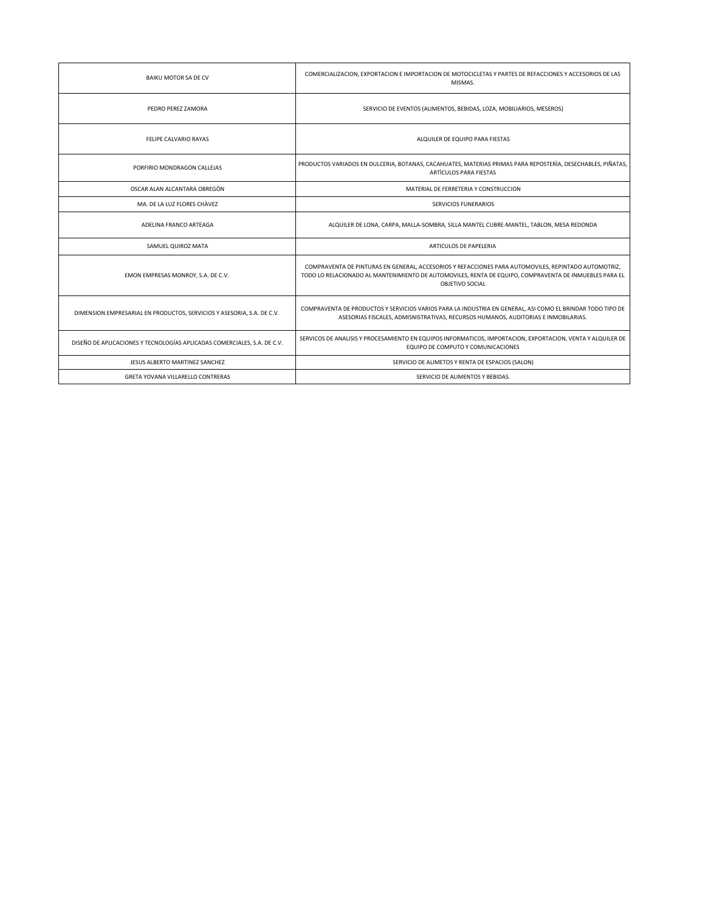| | |
|---|---|
| BAIKU MOTOR SA DE CV | COMERCIALIZACION, EXPORTACION E IMPORTACION DE MOTOCICLETAS Y PARTES DE REFACCIONES Y ACCESORIOS DE LAS MISMAS. |
| PEDRO PEREZ ZAMORA | SERVICIO DE EVENTOS (ALIMENTOS, BEBIDAS, LOZA, MOBILIARIOS, MESEROS) |
| FELIPE CALVARIO RAYAS | ALQUILER DE EQUIPO PARA FIESTAS |
| PORFIRIO MONDRAGON CALLEJAS | PRODUCTOS VARIADOS EN DULCERIA, BOTANAS, CACAHUATES, MATERIAS PRIMAS PARA REPOSTERÌA, DESECHABLES, PIÑATAS, ARTÌCULOS PARA FIESTAS |
| OSCAR ALAN ALCANTARA OBREGÒN | MATERIAL DE FERRETERIA Y CONSTRUCCION |
| MA. DE LA LUZ FLORES CHÀVEZ | SERVICIOS FUNERARIOS |
| ADELINA FRANCO ARTEAGA | ALQUILER DE LONA, CARPA, MALLA-SOMBRA, SILLA MANTEL CUBRE-MANTEL, TABLON, MESA REDONDA |
| SAMUEL QUIROZ MATA | ARTICULOS DE PAPELERIA |
| EMON EMPRESAS MONROY, S.A. DE C.V. | COMPRAVENTA DE PINTURAS EN GENERAL, ACCESORIOS Y REFACCIONES PARA AUTOMOVILES, REPINTADO AUTOMOTRIZ, TODO LO RELACIONADO AL MANTENIMIENTO DE AUTOMOVILES, RENTA DE EQUIPO, COMPRAVENTA DE INMUEBLES PARA EL OBJETIVO SOCIAL |
| DIMENSION EMPRESARIAL EN PRODUCTOS, SERVICIOS Y ASESORIA, S.A. DE C.V. | COMPRAVENTA DE PRODUCTOS Y SERVICIOS VARIOS PARA LA INDUSTRIA EN GENERAL, ASI COMO EL BRINDAR TODO TIPO DE ASESORIAS FISCALES, ADMISNISTRATIVAS, RECURSOS HUMANOS, AUDITORIAS E INMOBILIARIAS. |
| DISEÑO DE APLICACIONES Y TECNOLOGÍAS APLICADAS COMERCIALES, S.A. DE C.V. | SERVICOS DE ANALISIS Y PROCESAMIENTO EN EQUIPOS INFORMATICOS, IMPORTACION, EXPORTACION, VENTA Y ALQUILER DE EQUIPO DE COMPUTO Y COMUNICACIONES |
| JESUS ALBERTO MARTINEZ SANCHEZ | SERVICIO DE ALIMETOS Y RENTA DE ESPACIOS (SALON) |
| GRETA YOVANA VILLARELLO CONTRERAS | SERVICIO DE ALIMENTOS Y BEBIDAS. |